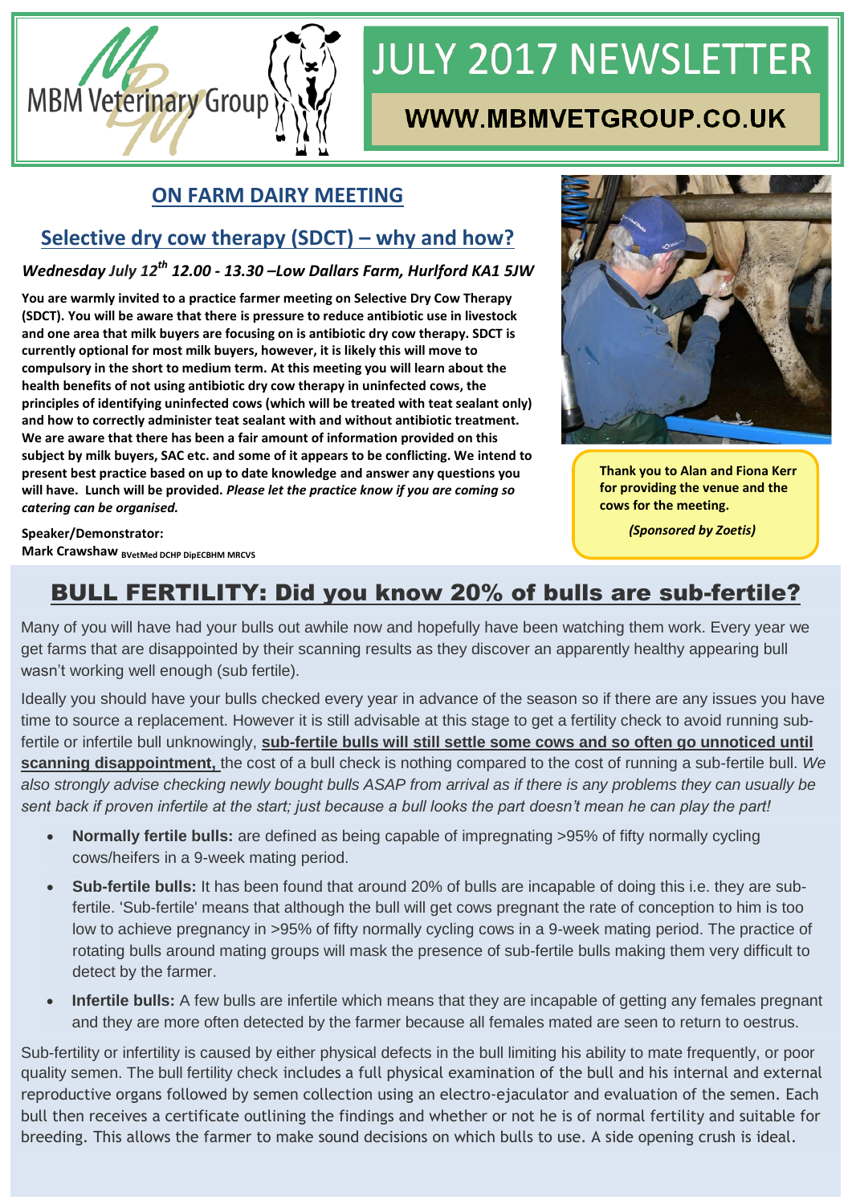MBM Veterinary Group

# JULY 2017 NEWSLETTER

**WWW.MBMVETGROUP.CO.UK**

## ON FARM DAIRY MEETING

### Selective dry cow therapy (SDCT) – why and how?

***Wednesday July 12th 12.00 - 13.30 –Low Dallars Farm, Hurlford KA1 5JW***

**You are warmly invited to a practice farmer meeting on Selective Dry Cow Therapy (SDCT). You will be aware that there is pressure to reduce antibiotic use in livestock and one area that milk buyers are focusing on is antibiotic dry cow therapy. SDCT is currently optional for most milk buyers, however, it is likely this will move to compulsory in the short to medium term. At this meeting you will learn about the health benefits of not using antibiotic dry cow therapy in uninfected cows, the principles of identifying uninfected cows (which will be treated with teat sealant only) and how to correctly administer teat sealant with and without antibiotic treatment. We are aware that there has been a fair amount of information provided on this subject by milk buyers, SAC etc. and some of it appears to be conflicting. We intend to present best practice based on up to date knowledge and answer any questions you will have. Lunch will be provided.** ***Please let the practice know if you are coming so catering can be organised.***

**Speaker/Demonstrator:**
**Mark Crawshaw** BVetMed DCHP DipECBHM MRCVS

**Thank you to Alan and Fiona Kerr for providing the venue and the cows for the meeting.**

***(Sponsored by Zoetis)***

## BULL FERTILITY: Did you know 20% of bulls are sub-fertile?

Many of you will have had your bulls out awhile now and hopefully have been watching them work. Every year we get farms that are disappointed by their scanning results as they discover an apparently healthy appearing bull wasn't working well enough (sub fertile).

Ideally you should have your bulls checked every year in advance of the season so if there are any issues you have time to source a replacement. However it is still advisable at this stage to get a fertility check to avoid running sub-fertile or infertile bull unknowingly, **sub-fertile bulls will still settle some cows and so often go unnoticed until scanning disappointment,** the cost of a bull check is nothing compared to the cost of running a sub-fertile bull. *We also strongly advise checking newly bought bulls ASAP from arrival as if there is any problems they can usually be sent back if proven infertile at the start; just because a bull looks the part doesn't mean he can play the part!*

- **Normally fertile bulls:** are defined as being capable of impregnating >95% of fifty normally cycling cows/heifers in a 9-week mating period.
- **Sub-fertile bulls:** It has been found that around 20% of bulls are incapable of doing this i.e. they are sub-fertile. 'Sub-fertile' means that although the bull will get cows pregnant the rate of conception to him is too low to achieve pregnancy in >95% of fifty normally cycling cows in a 9-week mating period. The practice of rotating bulls around mating groups will mask the presence of sub-fertile bulls making them very difficult to detect by the farmer.
- **Infertile bulls:** A few bulls are infertile which means that they are incapable of getting any females pregnant and they are more often detected by the farmer because all females mated are seen to return to oestrus.

Sub-fertility or infertility is caused by either physical defects in the bull limiting his ability to mate frequently, or poor quality semen. The bull fertility check includes a full physical examination of the bull and his internal and external reproductive organs followed by semen collection using an electro-ejaculator and evaluation of the semen. Each bull then receives a certificate outlining the findings and whether or not he is of normal fertility and suitable for breeding. This allows the farmer to make sound decisions on which bulls to use. A side opening crush is ideal.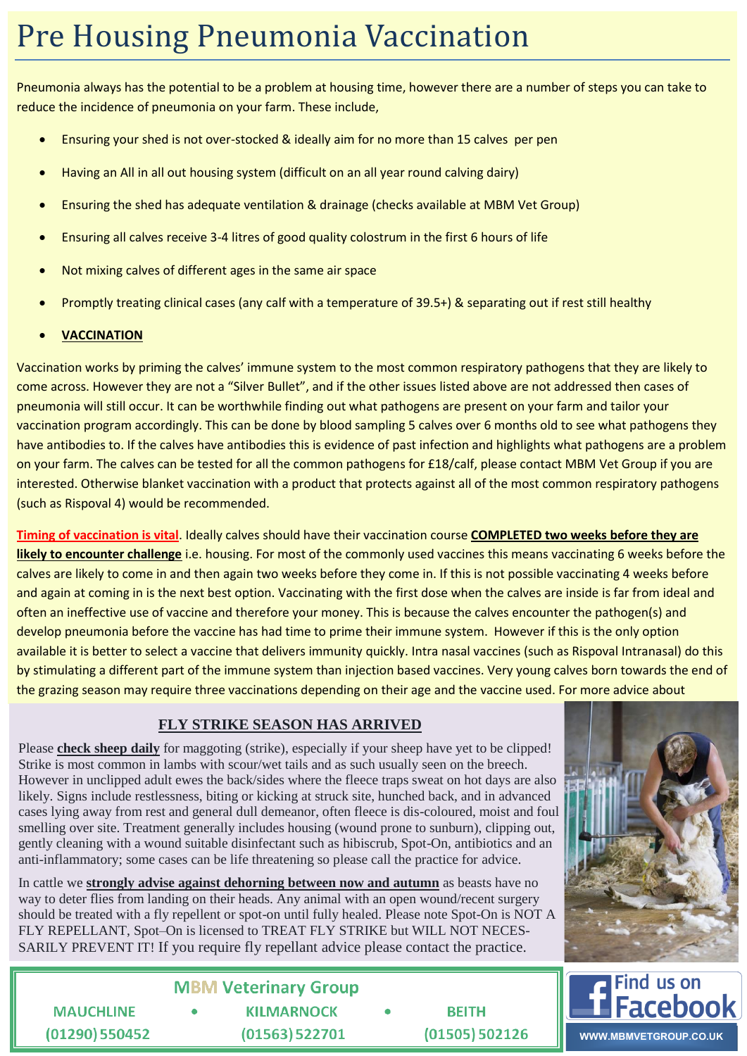# Pre Housing Pneumonia Vaccination

Pneumonia always has the potential to be a problem at housing time, however there are a number of steps you can take to reduce the incidence of pneumonia on your farm. These include,

- Ensuring your shed is not over-stocked & ideally aim for no more than 15 calves per pen
- Having an All in all out housing system (difficult on an all year round calving dairy)
- Ensuring the shed has adequate ventilation & drainage (checks available at MBM Vet Group)
- Ensuring all calves receive 3-4 litres of good quality colostrum in the first 6 hours of life
- Not mixing calves of different ages in the same air space
- Promptly treating clinical cases (any calf with a temperature of 39.5+) & separating out if rest still healthy
- **VACCINATION**

Vaccination works by priming the calves' immune system to the most common respiratory pathogens that they are likely to come across. However they are not a "Silver Bullet", and if the other issues listed above are not addressed then cases of pneumonia will still occur. It can be worthwhile finding out what pathogens are present on your farm and tailor your vaccination program accordingly. This can be done by blood sampling 5 calves over 6 months old to see what pathogens they have antibodies to. If the calves have antibodies this is evidence of past infection and highlights what pathogens are a problem on your farm. The calves can be tested for all the common pathogens for £18/calf, please contact MBM Vet Group if you are interested. Otherwise blanket vaccination with a product that protects against all of the most common respiratory pathogens (such as Rispoval 4) would be recommended.

**Timing of vaccination is vital**. Ideally calves should have their vaccination course **COMPLETED two weeks before they are likely to encounter challenge** i.e. housing. For most of the commonly used vaccines this means vaccinating 6 weeks before the calves are likely to come in and then again two weeks before they come in. If this is not possible vaccinating 4 weeks before and again at coming in is the next best option. Vaccinating with the first dose when the calves are inside is far from ideal and often an ineffective use of vaccine and therefore your money. This is because the calves encounter the pathogen(s) and develop pneumonia before the vaccine has had time to prime their immune system. However if this is the only option available it is better to select a vaccine that delivers immunity quickly. Intra nasal vaccines (such as Rispoval Intranasal) do this by stimulating a different part of the immune system than injection based vaccines. Very young calves born towards the end of the grazing season may require three vaccinations depending on their age and the vaccine used. For more advice about

## FLY STRIKE SEASON HAS ARRIVED

Please **check sheep daily** for maggoting (strike), especially if your sheep have yet to be clipped! Strike is most common in lambs with scour/wet tails and as such usually seen on the breech. However in unclipped adult ewes the back/sides where the fleece traps sweat on hot days are also likely. Signs include restlessness, biting or kicking at struck site, hunched back, and in advanced cases lying away from rest and general dull demeanor, often fleece is dis-coloured, moist and foul smelling over site. Treatment generally includes housing (wound prone to sunburn), clipping out, gently cleaning with a wound suitable disinfectant such as hibiscrub, Spot-On, antibiotics and an anti-inflammatory; some cases can be life threatening so please call the practice for advice.

In cattle we **strongly advise against dehorning between now and autumn** as beasts have no way to deter flies from landing on their heads. Any animal with an open wound/recent surgery should be treated with a fly repellent or spot-on until fully healed. Please note Spot-On is NOT A FLY REPELLANT, Spot–On is licensed to TREAT FLY STRIKE but WILL NOT NECESSARILY PREVENT IT! If you require fly repellant advice please contact the practice.

**MBM Veterinary Group**

MAUCHLINE (01290) 550452 • KILMARNOCK (01563) 522701 • BEITH (01505) 502126

Find us on Facebook

WWW.MBMVETGROUP.CO.UK